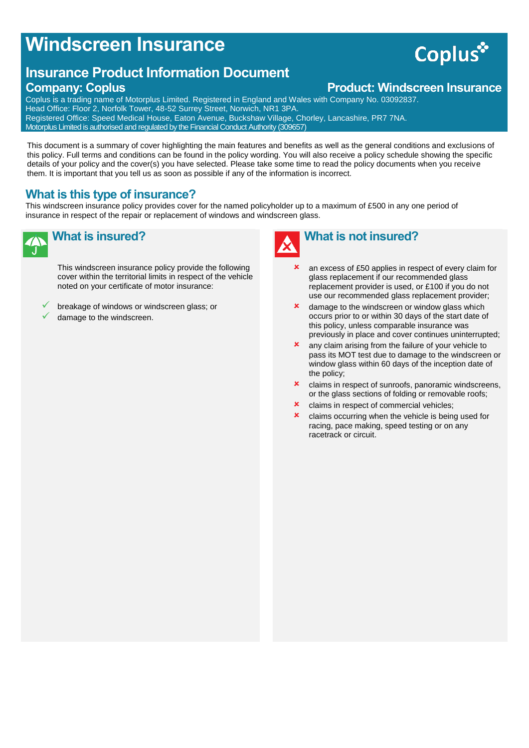# Windscreen Insurance

Coplus

## Insurance Product Information Document

**Company: Coplus** **Product: Windscreen Insurance**

Coplus is a trading name of Motorplus Limited. Registered in England and Wales with Company No. 03092837.
Head Office: Floor 2, Norfolk Tower, 48-52 Surrey Street, Norwich, NR1 3PA.
Registered Office: Speed Medical House, Eaton Avenue, Buckshaw Village, Chorley, Lancashire, PR7 7NA.
Motorplus Limited is authorised and regulated by the Financial Conduct Authority (309657)

This document is a summary of cover highlighting the main features and benefits as well as the general conditions and exclusions of this policy. Full terms and conditions can be found in the policy wording. You will also receive a policy schedule showing the specific details of your policy and the cover(s) you have selected. Please take some time to read the policy documents when you receive them. It is important that you tell us as soon as possible if any of the information is incorrect.

## What is this type of insurance?

This windscreen insurance policy provides cover for the named policyholder up to a maximum of £500 in any one period of insurance in respect of the repair or replacement of windows and windscreen glass.

## What is insured?

This windscreen insurance policy provide the following cover within the territorial limits in respect of the vehicle noted on your certificate of motor insurance:

- ✓ breakage of windows or windscreen glass; or
- ✓ damage to the windscreen.

## What is not insured?

- ✗ an excess of £50 applies in respect of every claim for glass replacement if our recommended glass replacement provider is used, or £100 if you do not use our recommended glass replacement provider;
- ✗ damage to the windscreen or window glass which occurs prior to or within 30 days of the start date of this policy, unless comparable insurance was previously in place and cover continues uninterrupted;
- ✗ any claim arising from the failure of your vehicle to pass its MOT test due to damage to the windscreen or window glass within 60 days of the inception date of the policy;
- ✗ claims in respect of sunroofs, panoramic windscreens, or the glass sections of folding or removable roofs;
- ✗ claims in respect of commercial vehicles;
- ✗ claims occurring when the vehicle is being used for racing, pace making, speed testing or on any racetrack or circuit.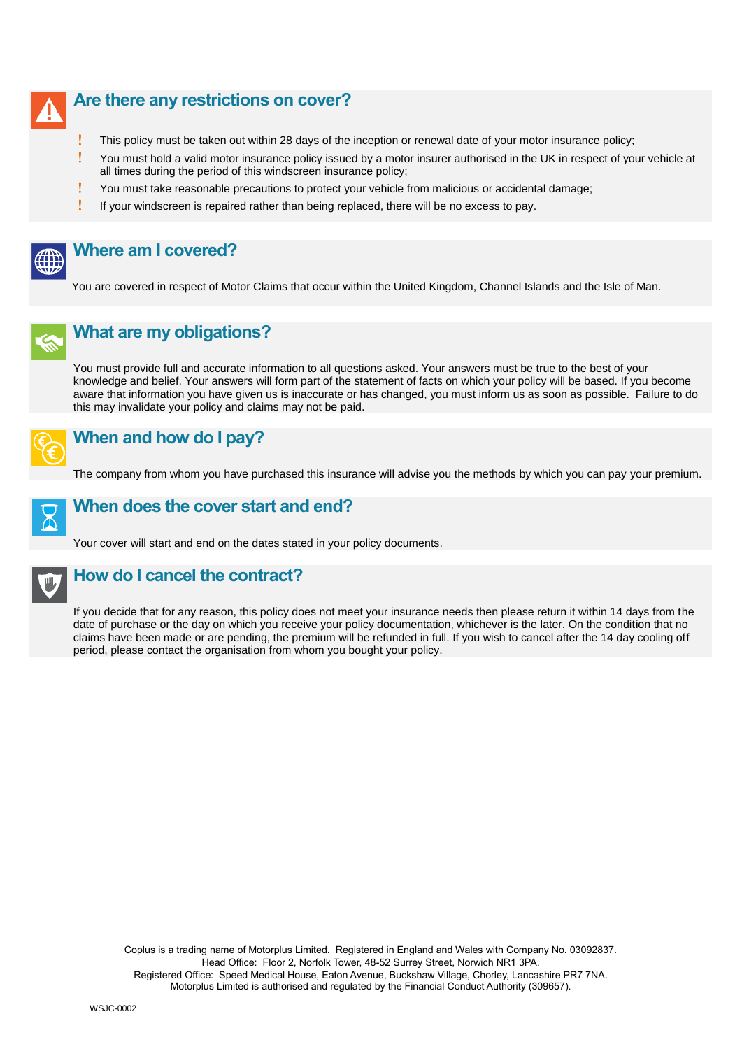## Are there any restrictions on cover?

- This policy must be taken out within 28 days of the inception or renewal date of your motor insurance policy;
- You must hold a valid motor insurance policy issued by a motor insurer authorised in the UK in respect of your vehicle at all times during the period of this windscreen insurance policy;
- You must take reasonable precautions to protect your vehicle from malicious or accidental damage;
- If your windscreen is repaired rather than being replaced, there will be no excess to pay.

## Where am I covered?

You are covered in respect of Motor Claims that occur within the United Kingdom, Channel Islands and the Isle of Man.

## What are my obligations?

You must provide full and accurate information to all questions asked. Your answers must be true to the best of your knowledge and belief. Your answers will form part of the statement of facts on which your policy will be based. If you become aware that information you have given us is inaccurate or has changed, you must inform us as soon as possible. Failure to do this may invalidate your policy and claims may not be paid.

## When and how do I pay?

The company from whom you have purchased this insurance will advise you the methods by which you can pay your premium.

## When does the cover start and end?

Your cover will start and end on the dates stated in your policy documents.

## How do I cancel the contract?

If you decide that for any reason, this policy does not meet your insurance needs then please return it within 14 days from the date of purchase or the day on which you receive your policy documentation, whichever is the later. On the condition that no claims have been made or are pending, the premium will be refunded in full. If you wish to cancel after the 14 day cooling off period, please contact the organisation from whom you bought your policy.

Coplus is a trading name of Motorplus Limited. Registered in England and Wales with Company No. 03092837.
Head Office: Floor 2, Norfolk Tower, 48-52 Surrey Street, Norwich NR1 3PA.
Registered Office: Speed Medical House, Eaton Avenue, Buckshaw Village, Chorley, Lancashire PR7 7NA.
Motorplus Limited is authorised and regulated by the Financial Conduct Authority (309657).

WSJC-0002